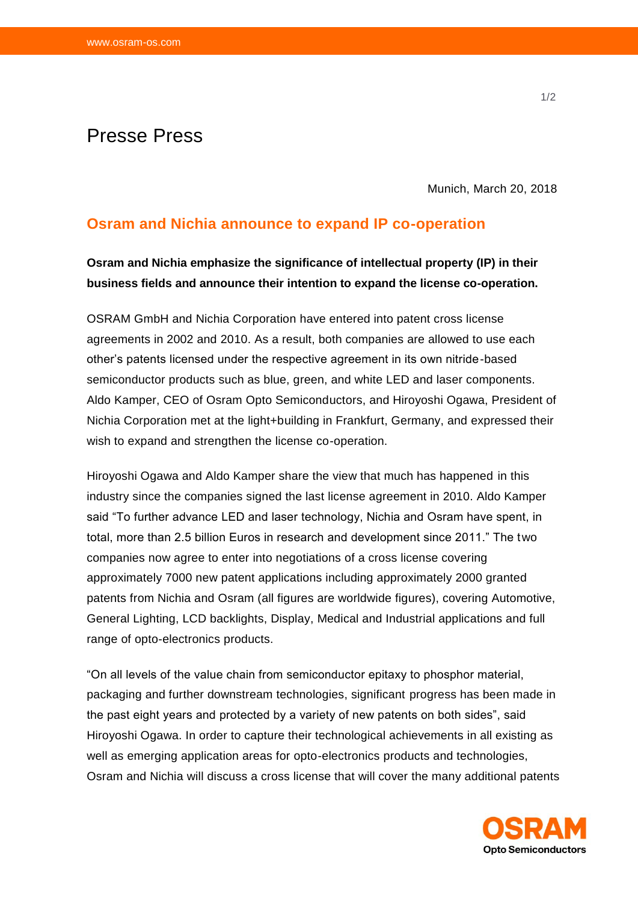# Presse Press

Munich, March 20, 2018

## Osram and Nichia announce to expand IP co-operation

**Osram and Nichia emphasize the significance of intellectual property (IP) in their business fields and announce their intention to expand the license co-operation.**

OSRAM GmbH and Nichia Corporation have entered into patent cross license agreements in 2002 and 2010. As a result, both companies are allowed to use each other's patents licensed under the respective agreement in its own nitride-based semiconductor products such as blue, green, and white LED and laser components. Aldo Kamper, CEO of Osram Opto Semiconductors, and Hiroyoshi Ogawa, President of Nichia Corporation met at the light+building in Frankfurt, Germany, and expressed their wish to expand and strengthen the license co-operation.

Hiroyoshi Ogawa and Aldo Kamper share the view that much has happened in this industry since the companies signed the last license agreement in 2010. Aldo Kamper said "To further advance LED and laser technology, Nichia and Osram have spent, in total, more than 2.5 billion Euros in research and development since 2011." The two companies now agree to enter into negotiations of a cross license covering approximately 7000 new patent applications including approximately 2000 granted patents from Nichia and Osram (all figures are worldwide figures), covering Automotive, General Lighting, LCD backlights, Display, Medical and Industrial applications and full range of opto-electronics products.

"On all levels of the value chain from semiconductor epitaxy to phosphor material, packaging and further downstream technologies, significant progress has been made in the past eight years and protected by a variety of new patents on both sides", said Hiroyoshi Ogawa. In order to capture their technological achievements in all existing as well as emerging application areas for opto-electronics products and technologies, Osram and Nichia will discuss a cross license that will cover the many additional patents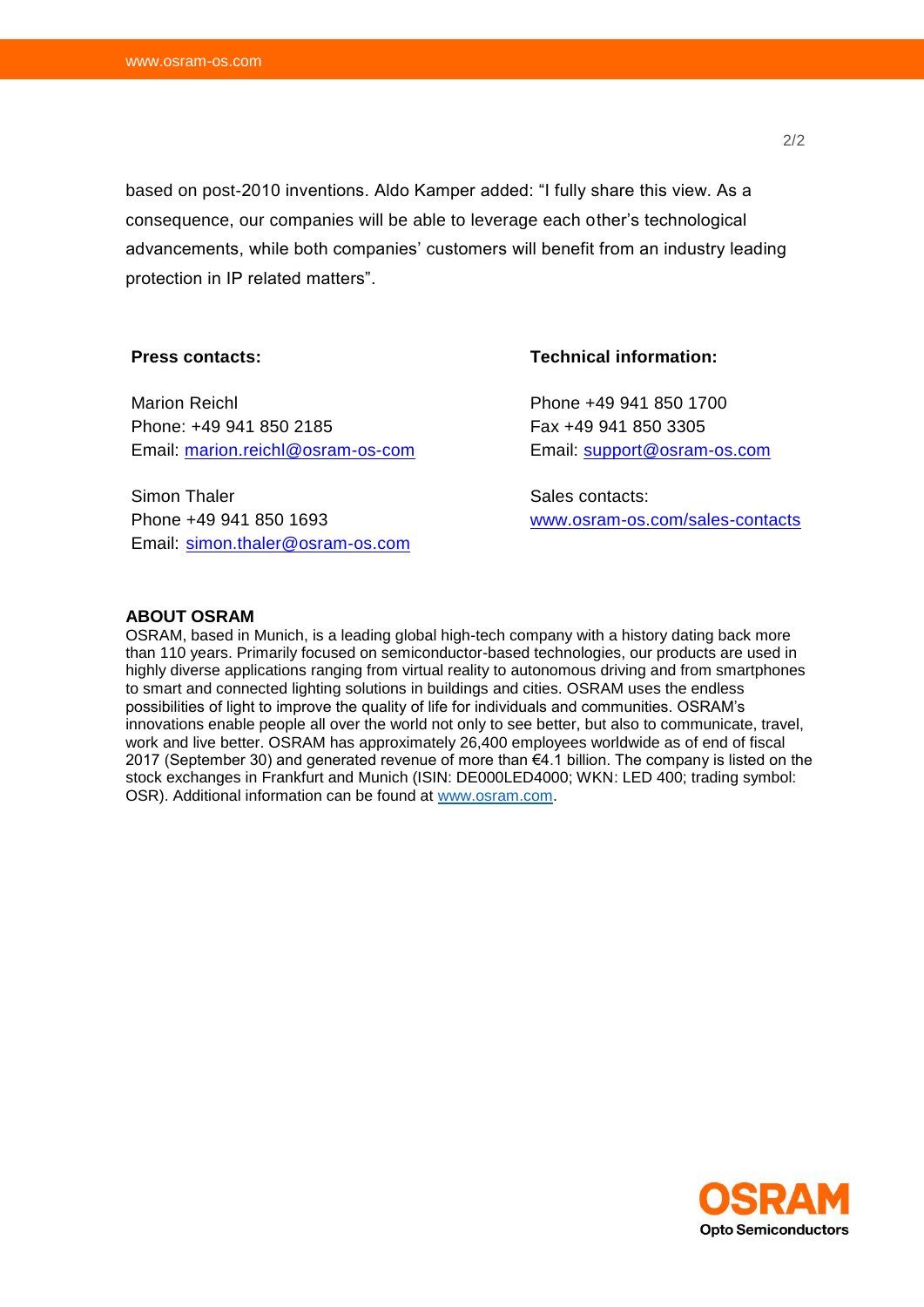based on post-2010 inventions. Aldo Kamper added: "I fully share this view. As a consequence, our companies will be able to leverage each other's technological advancements, while both companies' customers will benefit from an industry leading protection in IP related matters".

**Press contacts:**

Marion Reichl
Phone: +49 941 850 2185
Email: marion.reichl@osram-os-com

Simon Thaler
Phone +49 941 850 1693
Email: simon.thaler@osram-os.com

**Technical information:**

Phone +49 941 850 1700
Fax +49 941 850 3305
Email: support@osram-os.com

Sales contacts:
www.osram-os.com/sales-contacts

**ABOUT OSRAM**

OSRAM, based in Munich, is a leading global high-tech company with a history dating back more than 110 years. Primarily focused on semiconductor-based technologies, our products are used in highly diverse applications ranging from virtual reality to autonomous driving and from smartphones to smart and connected lighting solutions in buildings and cities. OSRAM uses the endless possibilities of light to improve the quality of life for individuals and communities. OSRAM's innovations enable people all over the world not only to see better, but also to communicate, travel, work and live better. OSRAM has approximately 26,400 employees worldwide as of end of fiscal 2017 (September 30) and generated revenue of more than €4.1 billion. The company is listed on the stock exchanges in Frankfurt and Munich (ISIN: DE000LED4000; WKN: LED 400; trading symbol: OSR). Additional information can be found at www.osram.com.

OSRAM
Opto Semiconductors